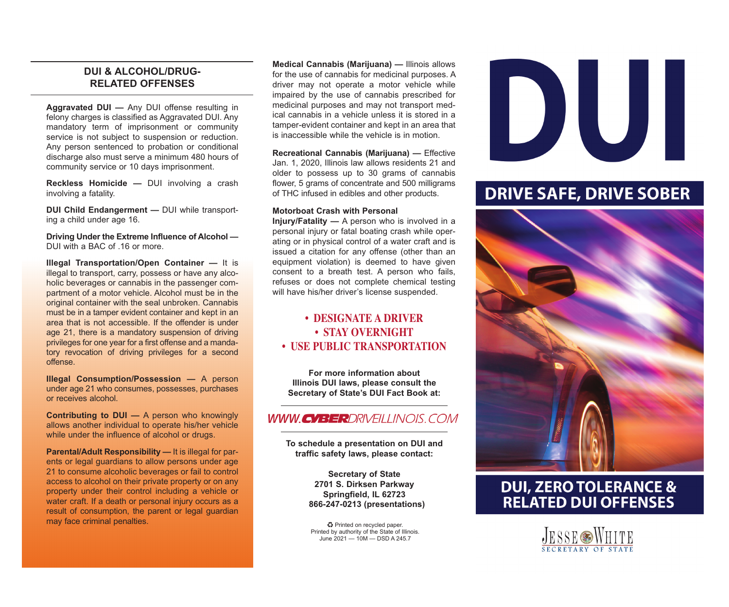## DUI & ALCOHOL/DRUG-RELATED OFFENSES

**Aggravated DUI —** Any DUI offense resulting in felony charges is classified as Aggravated DUI. Any mandatory term of imprisonment or community service is not subject to suspension or reduction. Any person sentenced to probation or conditional discharge also must serve a minimum 480 hours of community service or 10 days imprisonment.

**Reckless Homicide —** DUI involving a crash involving a fatality.

**DUI Child Endangerment —** DUI while transporting a child under age 16.

**Driving Under the Extreme Influence of Alcohol —** DUI with a BAC of .16 or more.

**Illegal Transportation/Open Container —** It is illegal to transport, carry, possess or have any alcoholic beverages or cannabis in the passenger compartment of a motor vehicle. Alcohol must be in the original container with the seal unbroken. Cannabis must be in a tamper evident container and kept in an area that is not accessible. If the offender is under age 21, there is a mandatory suspension of driving privileges for one year for a first offense and a mandatory revocation of driving privileges for a second offense.

**Illegal Consumption/Possession —** A person under age 21 who consumes, possesses, purchases or receives alcohol.

**Contributing to DUI —** A person who knowingly allows another individual to operate his/her vehicle while under the influence of alcohol or drugs.

**Parental/Adult Responsibility —** It is illegal for parents or legal guardians to allow persons under age 21 to consume alcoholic beverages or fail to control access to alcohol on their private property or on any property under their control including a vehicle or water craft. If a death or personal injury occurs as a result of consumption, the parent or legal guardian may face criminal penalties.

**Medical Cannabis (Marijuana) —** Illinois allows for the use of cannabis for medicinal purposes. A driver may not operate a motor vehicle while impaired by the use of cannabis prescribed for medicinal purposes and may not transport medical cannabis in a vehicle unless it is stored in a tamper-evident container and kept in an area that is inaccessible while the vehicle is in motion.

**Recreational Cannabis (Marijuana) —** Effective Jan. 1, 2020, Illinois law allows residents 21 and older to possess up to 30 grams of cannabis flower, 5 grams of concentrate and 500 milligrams of THC infused in edibles and other products.

**Motorboat Crash with Personal Injury/Fatality —** A person who is involved in a personal injury or fatal boating crash while operating or in physical control of a water craft and is issued a citation for any offense (other than an equipment violation) is deemed to have given consent to a breath test. A person who fails, refuses or does not complete chemical testing will have his/her driver's license suspended.

- **DESIGNATE A DRIVER**
- **STAY OVERNIGHT**
- **USE PUBLIC TRANSPORTATION**

**For more information about Illinois DUI laws, please consult the Secretary of State's DUI Fact Book at:**

WWW.CYBERDRIVEILLINOIS.COM

**To schedule a presentation on DUI and traffic safety laws, please contact:**

**Secretary of State**
**2701 S. Dirksen Parkway**
**Springfield, IL 62723**
**866-247-0213 (presentations)**

Printed on recycled paper.
Printed by authority of the State of Illinois.
June 2021 — 10M — DSD A 245.7

# DUI

## DRIVE SAFE, DRIVE SOBER

## DUI, ZERO TOLERANCE & RELATED DUI OFFENSES

JESSE WHITE
SECRETARY OF STATE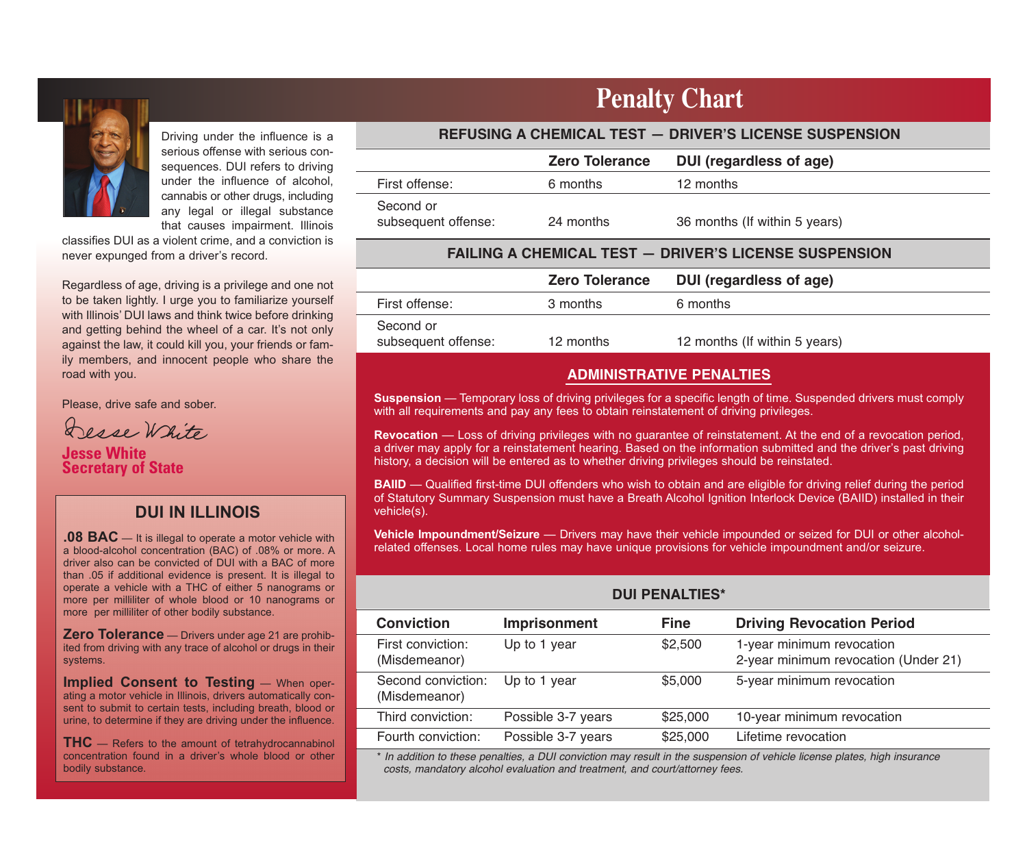Driving under the influence is a serious offense with serious consequences. DUI refers to driving under the influence of alcohol, cannabis or other drugs, including any legal or illegal substance that causes impairment. Illinois classifies DUI as a violent crime, and a conviction is never expunged from a driver's record.

Regardless of age, driving is a privilege and one not to be taken lightly. I urge you to familiarize yourself with Illinois' DUI laws and think twice before drinking and getting behind the wheel of a car. It's not only against the law, it could kill you, your friends or family members, and innocent people who share the road with you.

Please, drive safe and sober.

Jesse White

**Jesse White**
**Secretary of State**

## DUI IN ILLINOIS

**.08 BAC** — It is illegal to operate a motor vehicle with a blood-alcohol concentration (BAC) of .08% or more. A driver also can be convicted of DUI with a BAC of more than .05 if additional evidence is present. It is illegal to operate a vehicle with a THC of either 5 nanograms or more per milliliter of whole blood or 10 nanograms or more per milliliter of other bodily substance.

**Zero Tolerance** — Drivers under age 21 are prohibited from driving with any trace of alcohol or drugs in their systems.

**Implied Consent to Testing** — When operating a motor vehicle in Illinois, drivers automatically consent to submit to certain tests, including breath, blood or urine, to determine if they are driving under the influence.

**THC** — Refers to the amount of tetrahydrocannabinol concentration found in a driver's whole blood or other bodily substance.

# Penalty Chart

### REFUSING A CHEMICAL TEST — DRIVER'S LICENSE SUSPENSION

| | Zero Tolerance | DUI (regardless of age) |
|---|---|---|
| First offense: | 6 months | 12 months |
| Second or subsequent offense: | 24 months | 36 months (If within 5 years) |

### FAILING A CHEMICAL TEST — DRIVER'S LICENSE SUSPENSION

| | Zero Tolerance | DUI (regardless of age) |
|---|---|---|
| First offense: | 3 months | 6 months |
| Second or subsequent offense: | 12 months | 12 months (If within 5 years) |

### ADMINISTRATIVE PENALTIES

**Suspension** — Temporary loss of driving privileges for a specific length of time. Suspended drivers must comply with all requirements and pay any fees to obtain reinstatement of driving privileges.

**Revocation** — Loss of driving privileges with no guarantee of reinstatement. At the end of a revocation period, a driver may apply for a reinstatement hearing. Based on the information submitted and the driver's past driving history, a decision will be entered as to whether driving privileges should be reinstated.

**BAIID** — Qualified first-time DUI offenders who wish to obtain and are eligible for driving relief during the period of Statutory Summary Suspension must have a Breath Alcohol Ignition Interlock Device (BAIID) installed in their vehicle(s).

**Vehicle Impoundment/Seizure** — Drivers may have their vehicle impounded or seized for DUI or other alcohol-related offenses. Local home rules may have unique provisions for vehicle impoundment and/or seizure.

### DUI PENALTIES*

| Conviction | Imprisonment | Fine | Driving Revocation Period |
|---|---|---|---|
| First conviction: (Misdemeanor) | Up to 1 year | $2,500 | 1-year minimum revocation<br>2-year minimum revocation (Under 21) |
| Second conviction: (Misdemeanor) | Up to 1 year | $5,000 | 5-year minimum revocation |
| Third conviction: | Possible 3-7 years | $25,000 | 10-year minimum revocation |
| Fourth conviction: | Possible 3-7 years | $25,000 | Lifetime revocation |

*\* In addition to these penalties, a DUI conviction may result in the suspension of vehicle license plates, high insurance costs, mandatory alcohol evaluation and treatment, and court/attorney fees.*